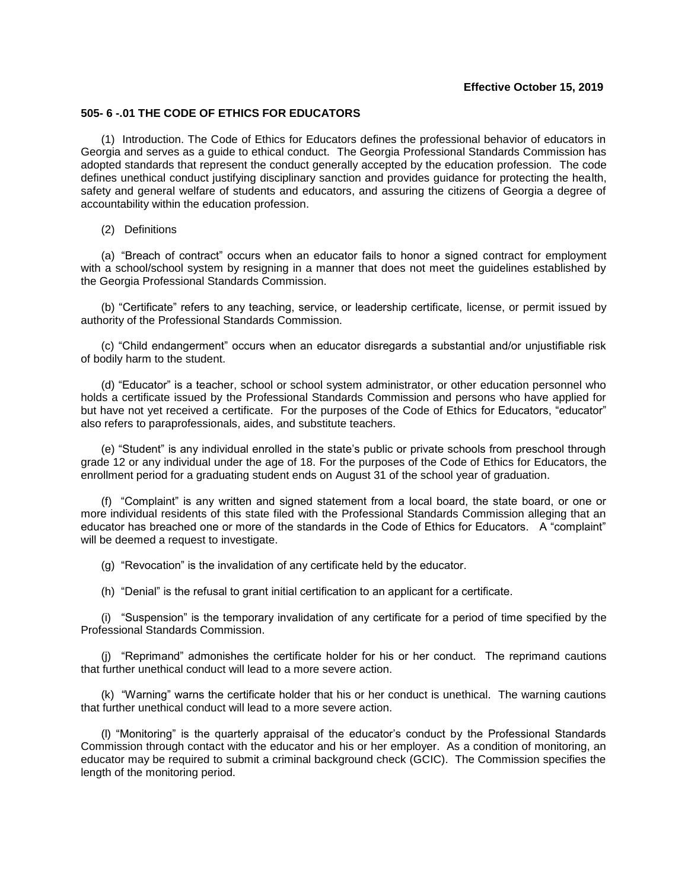**Effective October 15, 2019**

## 505- 6 -.01 THE CODE OF ETHICS FOR EDUCATORS

(1) Introduction. The Code of Ethics for Educators defines the professional behavior of educators in Georgia and serves as a guide to ethical conduct. The Georgia Professional Standards Commission has adopted standards that represent the conduct generally accepted by the education profession. The code defines unethical conduct justifying disciplinary sanction and provides guidance for protecting the health, safety and general welfare of students and educators, and assuring the citizens of Georgia a degree of accountability within the education profession.

(2) Definitions

(a) "Breach of contract" occurs when an educator fails to honor a signed contract for employment with a school/school system by resigning in a manner that does not meet the guidelines established by the Georgia Professional Standards Commission.

(b) "Certificate" refers to any teaching, service, or leadership certificate, license, or permit issued by authority of the Professional Standards Commission.

(c) "Child endangerment" occurs when an educator disregards a substantial and/or unjustifiable risk of bodily harm to the student.

(d) "Educator" is a teacher, school or school system administrator, or other education personnel who holds a certificate issued by the Professional Standards Commission and persons who have applied for but have not yet received a certificate. For the purposes of the Code of Ethics for Educators, "educator" also refers to paraprofessionals, aides, and substitute teachers.

(e) "Student" is any individual enrolled in the state's public or private schools from preschool through grade 12 or any individual under the age of 18. For the purposes of the Code of Ethics for Educators, the enrollment period for a graduating student ends on August 31 of the school year of graduation.

(f) "Complaint" is any written and signed statement from a local board, the state board, or one or more individual residents of this state filed with the Professional Standards Commission alleging that an educator has breached one or more of the standards in the Code of Ethics for Educators. A "complaint" will be deemed a request to investigate.

(g) "Revocation" is the invalidation of any certificate held by the educator.

(h) "Denial" is the refusal to grant initial certification to an applicant for a certificate.

(i) "Suspension" is the temporary invalidation of any certificate for a period of time specified by the Professional Standards Commission.

(j) "Reprimand" admonishes the certificate holder for his or her conduct. The reprimand cautions that further unethical conduct will lead to a more severe action.

(k) "Warning" warns the certificate holder that his or her conduct is unethical. The warning cautions that further unethical conduct will lead to a more severe action.

(l) "Monitoring" is the quarterly appraisal of the educator's conduct by the Professional Standards Commission through contact with the educator and his or her employer. As a condition of monitoring, an educator may be required to submit a criminal background check (GCIC). The Commission specifies the length of the monitoring period.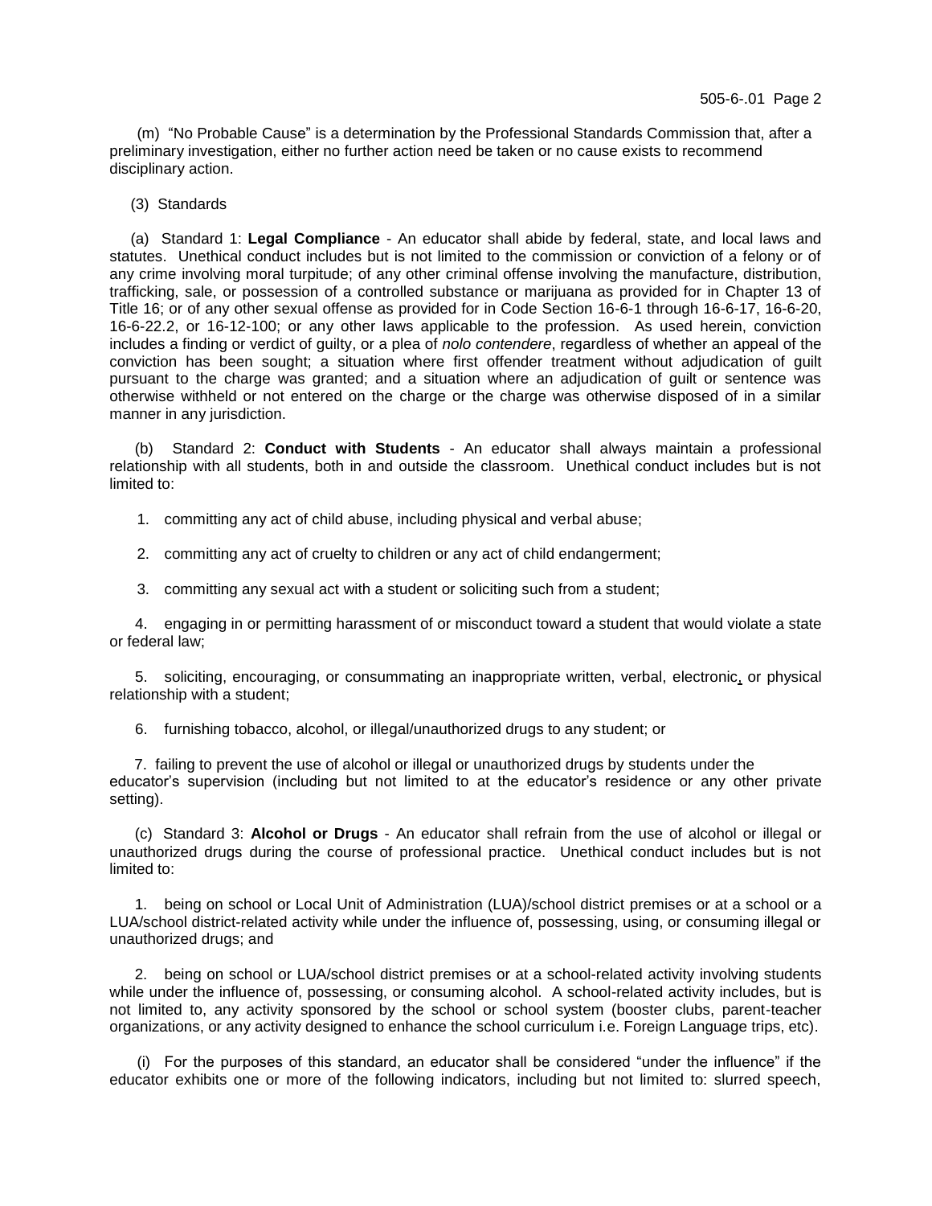(m) "No Probable Cause" is a determination by the Professional Standards Commission that, after a preliminary investigation, either no further action need be taken or no cause exists to recommend disciplinary action.

(3) Standards

(a) Standard 1: **Legal Compliance** - An educator shall abide by federal, state, and local laws and statutes. Unethical conduct includes but is not limited to the commission or conviction of a felony or of any crime involving moral turpitude; of any other criminal offense involving the manufacture, distribution, trafficking, sale, or possession of a controlled substance or marijuana as provided for in Chapter 13 of Title 16; or of any other sexual offense as provided for in Code Section 16-6-1 through 16-6-17, 16-6-20, 16-6-22.2, or 16-12-100; or any other laws applicable to the profession. As used herein, conviction includes a finding or verdict of guilty, or a plea of *nolo contendere*, regardless of whether an appeal of the conviction has been sought; a situation where first offender treatment without adjudication of guilt pursuant to the charge was granted; and a situation where an adjudication of guilt or sentence was otherwise withheld or not entered on the charge or the charge was otherwise disposed of in a similar manner in any jurisdiction.

(b) Standard 2: **Conduct with Students** - An educator shall always maintain a professional relationship with all students, both in and outside the classroom. Unethical conduct includes but is not limited to:

1. committing any act of child abuse, including physical and verbal abuse;

2. committing any act of cruelty to children or any act of child endangerment;

3. committing any sexual act with a student or soliciting such from a student;

4. engaging in or permitting harassment of or misconduct toward a student that would violate a state or federal law;

5. soliciting, encouraging, or consummating an inappropriate written, verbal, electronic, or physical relationship with a student;

6. furnishing tobacco, alcohol, or illegal/unauthorized drugs to any student; or

7. failing to prevent the use of alcohol or illegal or unauthorized drugs by students under the educator's supervision (including but not limited to at the educator's residence or any other private setting).

(c) Standard 3: **Alcohol or Drugs** - An educator shall refrain from the use of alcohol or illegal or unauthorized drugs during the course of professional practice. Unethical conduct includes but is not limited to:

1. being on school or Local Unit of Administration (LUA)/school district premises or at a school or a LUA/school district-related activity while under the influence of, possessing, using, or consuming illegal or unauthorized drugs; and

2. being on school or LUA/school district premises or at a school-related activity involving students while under the influence of, possessing, or consuming alcohol. A school-related activity includes, but is not limited to, any activity sponsored by the school or school system (booster clubs, parent-teacher organizations, or any activity designed to enhance the school curriculum i.e. Foreign Language trips, etc).

(i) For the purposes of this standard, an educator shall be considered "under the influence" if the educator exhibits one or more of the following indicators, including but not limited to: slurred speech,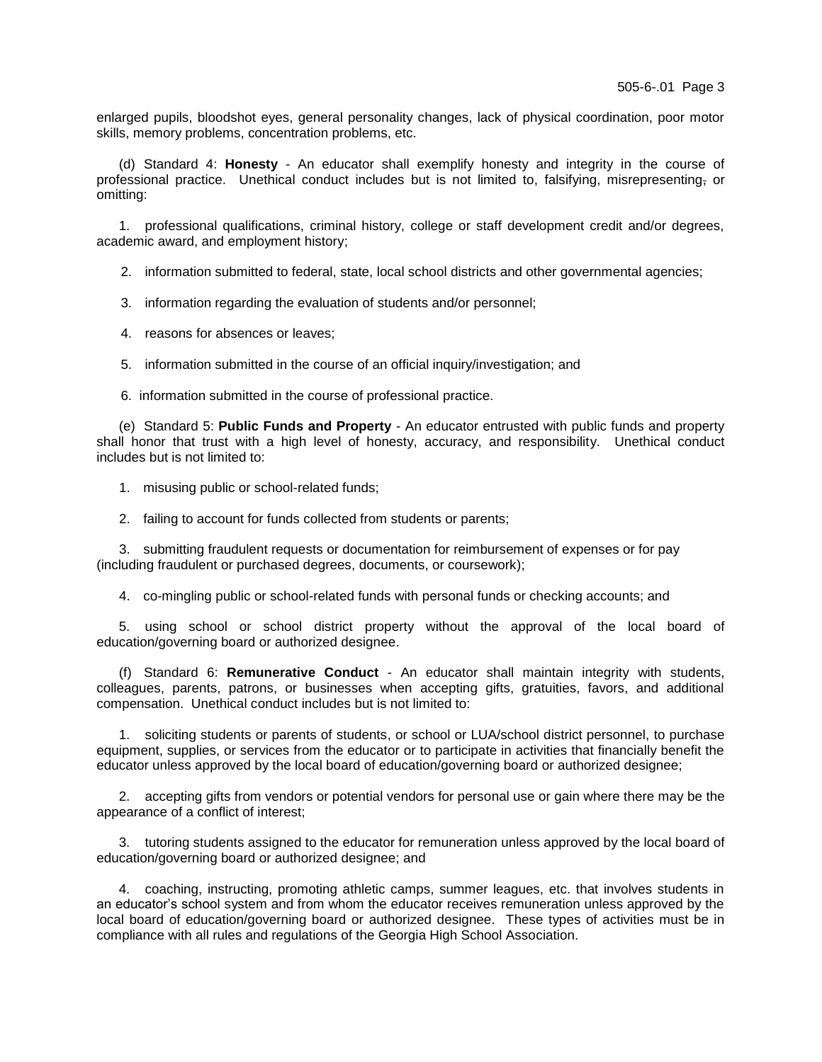enlarged pupils, bloodshot eyes, general personality changes, lack of physical coordination, poor motor skills, memory problems, concentration problems, etc.

(d) Standard 4: **Honesty** - An educator shall exemplify honesty and integrity in the course of professional practice. Unethical conduct includes but is not limited to, falsifying, misrepresenting, or omitting:

1. professional qualifications, criminal history, college or staff development credit and/or degrees, academic award, and employment history;

2. information submitted to federal, state, local school districts and other governmental agencies;

3. information regarding the evaluation of students and/or personnel;

4. reasons for absences or leaves;

5. information submitted in the course of an official inquiry/investigation; and

6. information submitted in the course of professional practice.

(e) Standard 5: **Public Funds and Property** - An educator entrusted with public funds and property shall honor that trust with a high level of honesty, accuracy, and responsibility. Unethical conduct includes but is not limited to:

1. misusing public or school-related funds;

2. failing to account for funds collected from students or parents;

3. submitting fraudulent requests or documentation for reimbursement of expenses or for pay (including fraudulent or purchased degrees, documents, or coursework);

4. co-mingling public or school-related funds with personal funds or checking accounts; and

5. using school or school district property without the approval of the local board of education/governing board or authorized designee.

(f) Standard 6: **Remunerative Conduct** - An educator shall maintain integrity with students, colleagues, parents, patrons, or businesses when accepting gifts, gratuities, favors, and additional compensation. Unethical conduct includes but is not limited to:

1. soliciting students or parents of students, or school or LUA/school district personnel, to purchase equipment, supplies, or services from the educator or to participate in activities that financially benefit the educator unless approved by the local board of education/governing board or authorized designee;

2. accepting gifts from vendors or potential vendors for personal use or gain where there may be the appearance of a conflict of interest;

3. tutoring students assigned to the educator for remuneration unless approved by the local board of education/governing board or authorized designee; and

4. coaching, instructing, promoting athletic camps, summer leagues, etc. that involves students in an educator's school system and from whom the educator receives remuneration unless approved by the local board of education/governing board or authorized designee. These types of activities must be in compliance with all rules and regulations of the Georgia High School Association.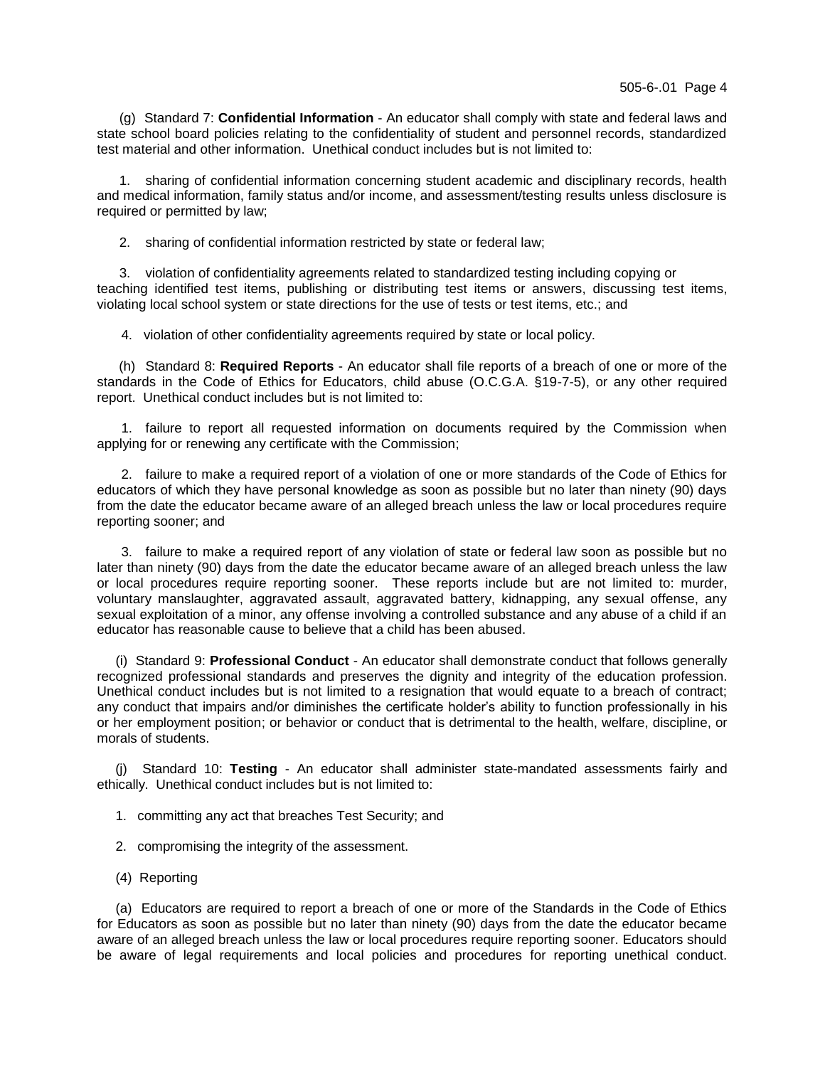(g) Standard 7: **Confidential Information** - An educator shall comply with state and federal laws and state school board policies relating to the confidentiality of student and personnel records, standardized test material and other information. Unethical conduct includes but is not limited to:

1. sharing of confidential information concerning student academic and disciplinary records, health and medical information, family status and/or income, and assessment/testing results unless disclosure is required or permitted by law;

2. sharing of confidential information restricted by state or federal law;

3. violation of confidentiality agreements related to standardized testing including copying or teaching identified test items, publishing or distributing test items or answers, discussing test items, violating local school system or state directions for the use of tests or test items, etc.; and

4. violation of other confidentiality agreements required by state or local policy.

(h) Standard 8: **Required Reports** - An educator shall file reports of a breach of one or more of the standards in the Code of Ethics for Educators, child abuse (O.C.G.A. §19-7-5), or any other required report. Unethical conduct includes but is not limited to:

1. failure to report all requested information on documents required by the Commission when applying for or renewing any certificate with the Commission;

2. failure to make a required report of a violation of one or more standards of the Code of Ethics for educators of which they have personal knowledge as soon as possible but no later than ninety (90) days from the date the educator became aware of an alleged breach unless the law or local procedures require reporting sooner; and

3. failure to make a required report of any violation of state or federal law soon as possible but no later than ninety (90) days from the date the educator became aware of an alleged breach unless the law or local procedures require reporting sooner. These reports include but are not limited to: murder, voluntary manslaughter, aggravated assault, aggravated battery, kidnapping, any sexual offense, any sexual exploitation of a minor, any offense involving a controlled substance and any abuse of a child if an educator has reasonable cause to believe that a child has been abused.

(i) Standard 9: **Professional Conduct** - An educator shall demonstrate conduct that follows generally recognized professional standards and preserves the dignity and integrity of the education profession. Unethical conduct includes but is not limited to a resignation that would equate to a breach of contract; any conduct that impairs and/or diminishes the certificate holder's ability to function professionally in his or her employment position; or behavior or conduct that is detrimental to the health, welfare, discipline, or morals of students.

(j) Standard 10: **Testing** - An educator shall administer state-mandated assessments fairly and ethically. Unethical conduct includes but is not limited to:

1. committing any act that breaches Test Security; and

2. compromising the integrity of the assessment.

(4) Reporting

(a) Educators are required to report a breach of one or more of the Standards in the Code of Ethics for Educators as soon as possible but no later than ninety (90) days from the date the educator became aware of an alleged breach unless the law or local procedures require reporting sooner. Educators should be aware of legal requirements and local policies and procedures for reporting unethical conduct.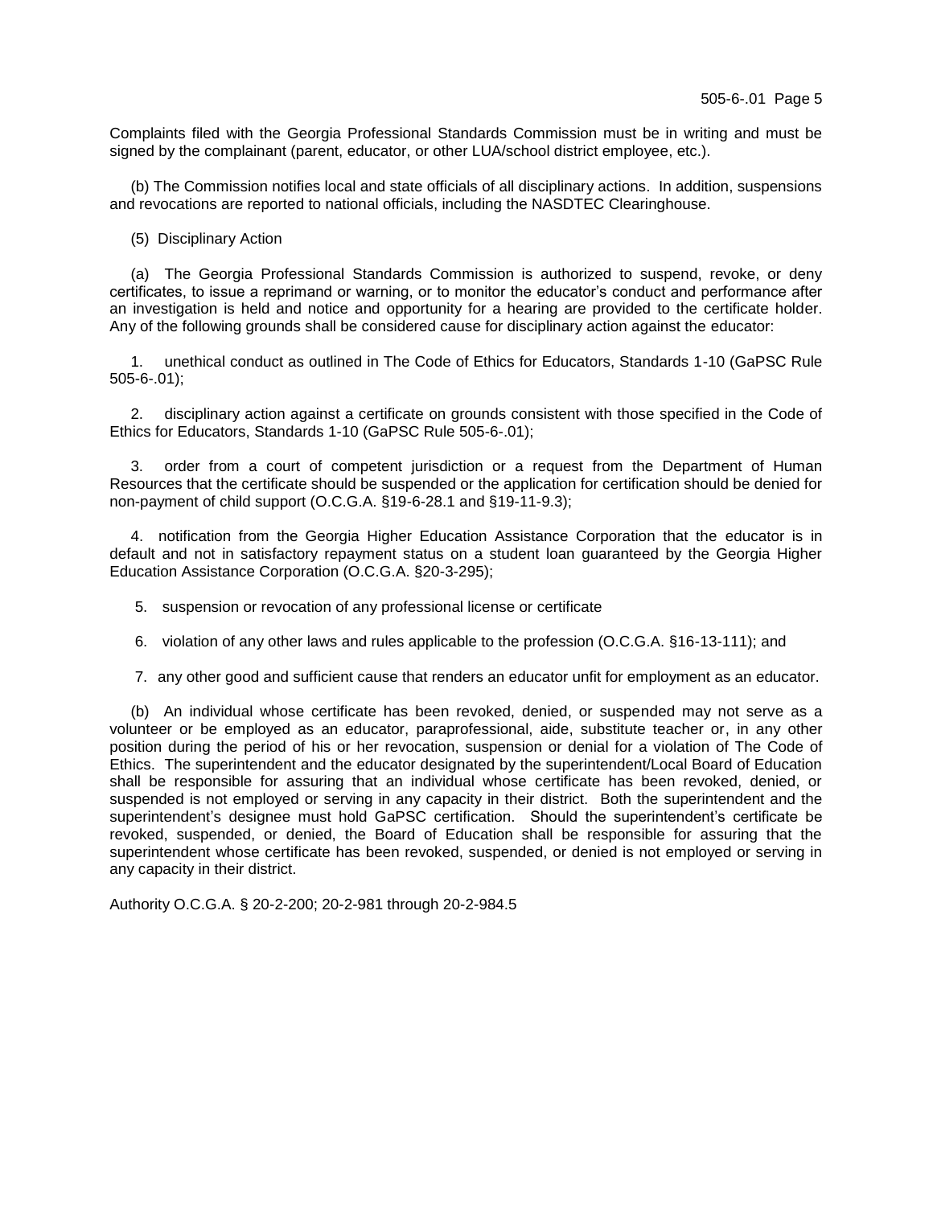Complaints filed with the Georgia Professional Standards Commission must be in writing and must be signed by the complainant (parent, educator, or other LUA/school district employee, etc.).

(b) The Commission notifies local and state officials of all disciplinary actions. In addition, suspensions and revocations are reported to national officials, including the NASDTEC Clearinghouse.

(5) Disciplinary Action

(a) The Georgia Professional Standards Commission is authorized to suspend, revoke, or deny certificates, to issue a reprimand or warning, or to monitor the educator's conduct and performance after an investigation is held and notice and opportunity for a hearing are provided to the certificate holder. Any of the following grounds shall be considered cause for disciplinary action against the educator:

1. unethical conduct as outlined in The Code of Ethics for Educators, Standards 1-10 (GaPSC Rule 505-6-.01);

2. disciplinary action against a certificate on grounds consistent with those specified in the Code of Ethics for Educators, Standards 1-10 (GaPSC Rule 505-6-.01);

3. order from a court of competent jurisdiction or a request from the Department of Human Resources that the certificate should be suspended or the application for certification should be denied for non-payment of child support (O.C.G.A. §19-6-28.1 and §19-11-9.3);

4. notification from the Georgia Higher Education Assistance Corporation that the educator is in default and not in satisfactory repayment status on a student loan guaranteed by the Georgia Higher Education Assistance Corporation (O.C.G.A. §20-3-295);

5. suspension or revocation of any professional license or certificate

6. violation of any other laws and rules applicable to the profession (O.C.G.A. §16-13-111); and

7. any other good and sufficient cause that renders an educator unfit for employment as an educator.

(b) An individual whose certificate has been revoked, denied, or suspended may not serve as a volunteer or be employed as an educator, paraprofessional, aide, substitute teacher or, in any other position during the period of his or her revocation, suspension or denial for a violation of The Code of Ethics. The superintendent and the educator designated by the superintendent/Local Board of Education shall be responsible for assuring that an individual whose certificate has been revoked, denied, or suspended is not employed or serving in any capacity in their district. Both the superintendent and the superintendent's designee must hold GaPSC certification. Should the superintendent's certificate be revoked, suspended, or denied, the Board of Education shall be responsible for assuring that the superintendent whose certificate has been revoked, suspended, or denied is not employed or serving in any capacity in their district.

Authority O.C.G.A. § 20-2-200; 20-2-981 through 20-2-984.5